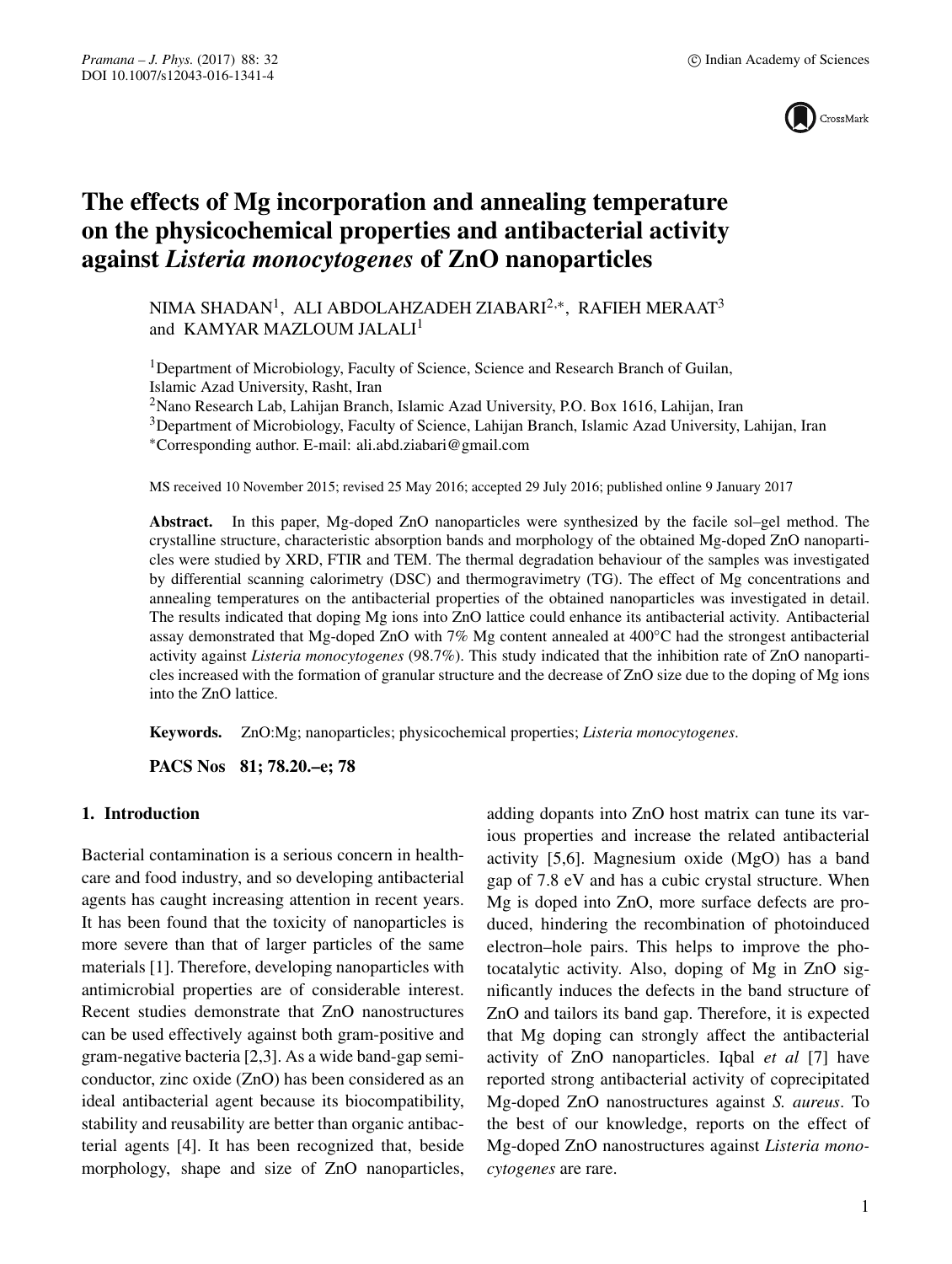#  The effects of Mg incorporation and annealing temperature on the physicochemical properties and antibacterial activity against *Listeria monocytogenes* of ZnO nanoparticles

NIMA SHADAN[1], ALI ABDOLAHZADEH ZIABARI[2,*], RAFIEH MERAAT[3] and KAMYAR MAZLOUM JALALI[1]

[1]Department of Microbiology, Faculty of Science, Science and Research Branch of Guilan, Islamic Azad University, Rasht, Iran

[2]Nano Research Lab, Lahijan Branch, Islamic Azad University, P.O. Box 1616, Lahijan, Iran

[3]Department of Microbiology, Faculty of Science, Lahijan Branch, Islamic Azad University, Lahijan, Iran

[*]Corresponding author. E-mail: ali.abd.ziabari@gmail.com

MS received 10 November 2015; revised 25 May 2016; accepted 29 July 2016; published online 9 January 2017

**Abstract.** In this paper, Mg-doped ZnO nanoparticles were synthesized by the facile sol–gel method. The crystalline structure, characteristic absorption bands and morphology of the obtained Mg-doped ZnO nanoparticles were studied by XRD, FTIR and TEM. The thermal degradation behaviour of the samples was investigated by differential scanning calorimetry (DSC) and thermogravimetry (TG). The effect of Mg concentrations and annealing temperatures on the antibacterial properties of the obtained nanoparticles was investigated in detail. The results indicated that doping Mg ions into ZnO lattice could enhance its antibacterial activity. Antibacterial assay demonstrated that Mg-doped ZnO with 7% Mg content annealed at 400°C had the strongest antibacterial activity against *Listeria monocytogenes* (98.7%). This study indicated that the inhibition rate of ZnO nanoparticles increased with the formation of granular structure and the decrease of ZnO size due to the doping of Mg ions into the ZnO lattice.

**Keywords.** ZnO:Mg; nanoparticles; physicochemical properties; *Listeria monocytogenes*.

**PACS Nos 81; 78.20.–e; 78**

## 1. Introduction

Bacterial contamination is a serious concern in healthcare and food industry, and so developing antibacterial agents has caught increasing attention in recent years. It has been found that the toxicity of nanoparticles is more severe than that of larger particles of the same materials [1]. Therefore, developing nanoparticles with antimicrobial properties are of considerable interest. Recent studies demonstrate that ZnO nanostructures can be used effectively against both gram-positive and gram-negative bacteria [2,3]. As a wide band-gap semiconductor, zinc oxide (ZnO) has been considered as an ideal antibacterial agent because its biocompatibility, stability and reusability are better than organic antibacterial agents [4]. It has been recognized that, beside morphology, shape and size of ZnO nanoparticles, adding dopants into ZnO host matrix can tune its various properties and increase the related antibacterial activity [5,6]. Magnesium oxide (MgO) has a band gap of 7.8 eV and has a cubic crystal structure. When Mg is doped into ZnO, more surface defects are produced, hindering the recombination of photoinduced electron–hole pairs. This helps to improve the photocatalytic activity. Also, doping of Mg in ZnO significantly induces the defects in the band structure of ZnO and tailors its band gap. Therefore, it is expected that Mg doping can strongly affect the antibacterial activity of ZnO nanoparticles. Iqbal *et al* [7] have reported strong antibacterial activity of coprecipitated Mg-doped ZnO nanostructures against *S. aureus*. To the best of our knowledge, reports on the effect of Mg-doped ZnO nanostructures against *Listeria monocytogenes* are rare.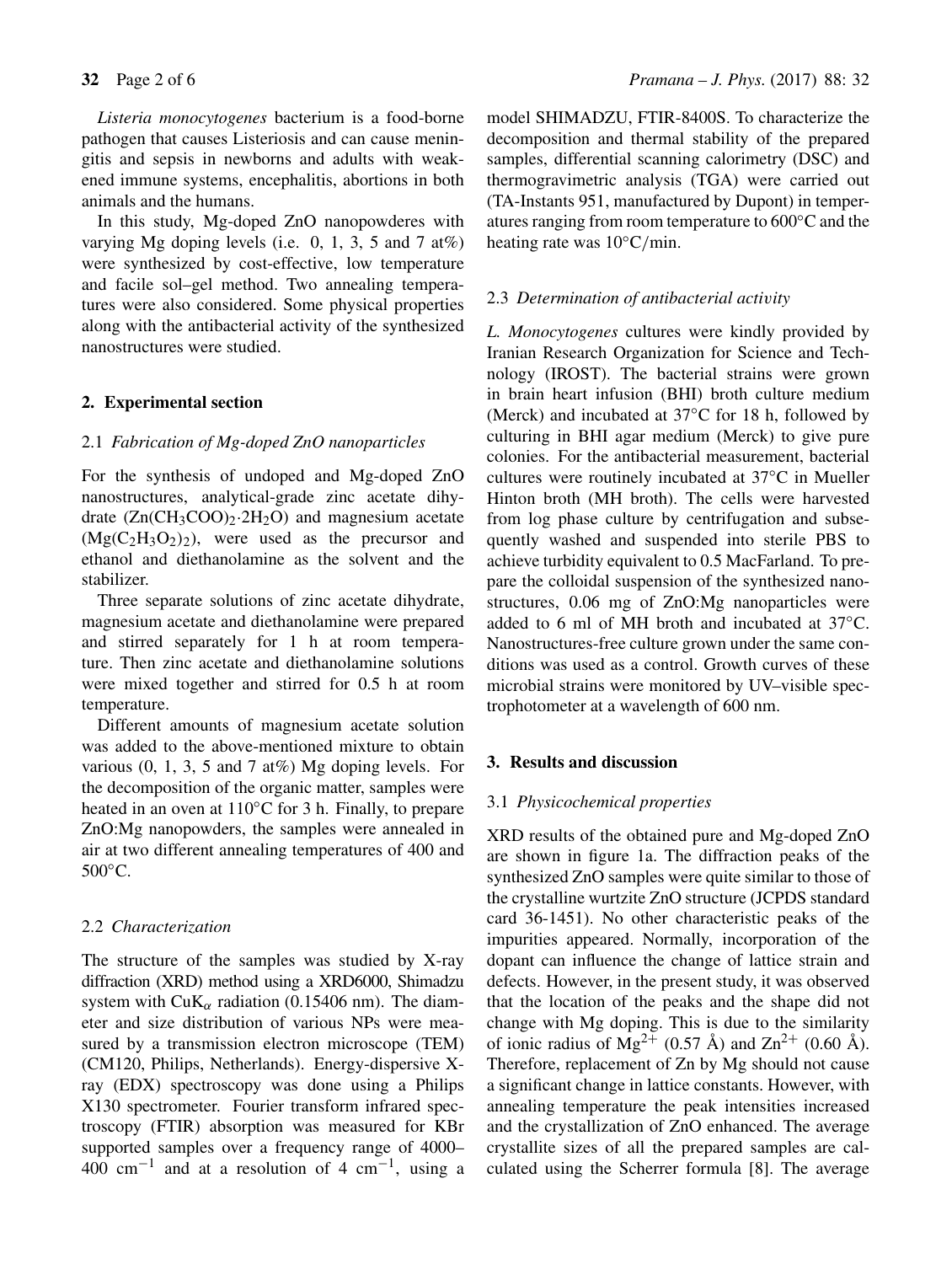*Listeria monocytogenes* bacterium is a food-borne pathogen that causes Listeriosis and can cause meningitis and sepsis in newborns and adults with weakened immune systems, encephalitis, abortions in both animals and the humans.

In this study, Mg-doped ZnO nanopowderes with varying Mg doping levels (i.e. 0, 1, 3, 5 and 7 at%) were synthesized by cost-effective, low temperature and facile sol–gel method. Two annealing temperatures were also considered. Some physical properties along with the antibacterial activity of the synthesized nanostructures were studied.

## 2. Experimental section

### 2.1 *Fabrication of Mg-doped ZnO nanoparticles*

For the synthesis of undoped and Mg-doped ZnO nanostructures, analytical-grade zinc acetate dihydrate ($Zn(CH_3COO)_2{\cdot}2H_2O$) and magnesium acetate ($Mg(C_2H_3O_2)_2$), were used as the precursor and ethanol and diethanolamine as the solvent and the stabilizer.

Three separate solutions of zinc acetate dihydrate, magnesium acetate and diethanolamine were prepared and stirred separately for 1 h at room temperature. Then zinc acetate and diethanolamine solutions were mixed together and stirred for 0.5 h at room temperature.

Different amounts of magnesium acetate solution was added to the above-mentioned mixture to obtain various (0, 1, 3, 5 and 7 at%) Mg doping levels. For the decomposition of the organic matter, samples were heated in an oven at 110°C for 3 h. Finally, to prepare ZnO:Mg nanopowders, the samples were annealed in air at two different annealing temperatures of 400 and 500°C.

### 2.2 *Characterization*

The structure of the samples was studied by X-ray diffraction (XRD) method using a XRD6000, Shimadzu system with $CuK_\alpha$ radiation (0.15406 nm). The diameter and size distribution of various NPs were measured by a transmission electron microscope (TEM) (CM120, Philips, Netherlands). Energy-dispersive X-ray (EDX) spectroscopy was done using a Philips X130 spectrometer. Fourier transform infrared spectroscopy (FTIR) absorption was measured for KBr supported samples over a frequency range of 4000–400 $cm^{-1}$ and at a resolution of 4 $cm^{-1}$, using a model SHIMADZU, FTIR-8400S. To characterize the decomposition and thermal stability of the prepared samples, differential scanning calorimetry (DSC) and thermogravimetric analysis (TGA) were carried out (TA-Instants 951, manufactured by Dupont) in temperatures ranging from room temperature to 600°C and the heating rate was 10°C/min.

### 2.3 *Determination of antibacterial activity*

*L. Monocytogenes* cultures were kindly provided by Iranian Research Organization for Science and Technology (IROST). The bacterial strains were grown in brain heart infusion (BHI) broth culture medium (Merck) and incubated at 37°C for 18 h, followed by culturing in BHI agar medium (Merck) to give pure colonies. For the antibacterial measurement, bacterial cultures were routinely incubated at 37°C in Mueller Hinton broth (MH broth). The cells were harvested from log phase culture by centrifugation and subsequently washed and suspended into sterile PBS to achieve turbidity equivalent to 0.5 MacFarland. To prepare the colloidal suspension of the synthesized nanostructures, 0.06 mg of ZnO:Mg nanoparticles were added to 6 ml of MH broth and incubated at 37°C. Nanostructures-free culture grown under the same conditions was used as a control. Growth curves of these microbial strains were monitored by UV–visible spectrophotometer at a wavelength of 600 nm.

## 3. Results and discussion

### 3.1 *Physicochemical properties*

XRD results of the obtained pure and Mg-doped ZnO are shown in figure 1a. The diffraction peaks of the synthesized ZnO samples were quite similar to those of the crystalline wurtzite ZnO structure (JCPDS standard card 36-1451). No other characteristic peaks of the impurities appeared. Normally, incorporation of the dopant can influence the change of lattice strain and defects. However, in the present study, it was observed that the location of the peaks and the shape did not change with Mg doping. This is due to the similarity of ionic radius of $Mg^{2+}$ (0.57 Å) and $Zn^{2+}$ (0.60 Å). Therefore, replacement of Zn by Mg should not cause a significant change in lattice constants. However, with annealing temperature the peak intensities increased and the crystallization of ZnO enhanced. The average crystallite sizes of all the prepared samples are calculated using the Scherrer formula [8]. The average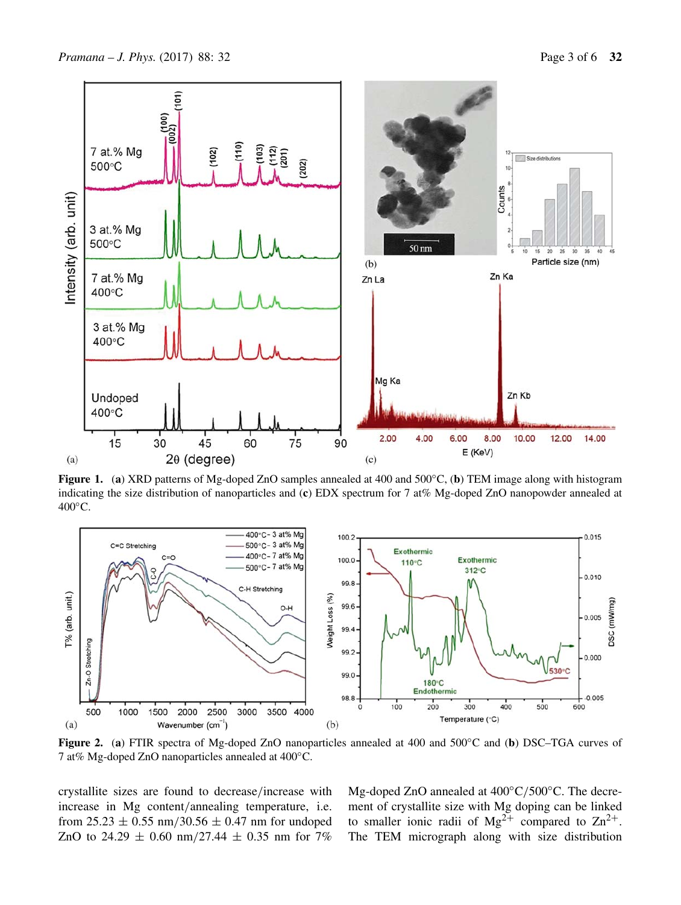**Figure 1.** (**a**) XRD patterns of Mg-doped ZnO samples annealed at 400 and 500°C, (**b**) TEM image along with histogram indicating the size distribution of nanoparticles and (**c**) EDX spectrum for 7 at% Mg-doped ZnO nanopowder annealed at 400°C.

**Figure 2.** (**a**) FTIR spectra of Mg-doped ZnO nanoparticles annealed at 400 and 500°C and (**b**) DSC–TGA curves of 7 at% Mg-doped ZnO nanoparticles annealed at 400°C.

crystallite sizes are found to decrease/increase with increase in Mg content/annealing temperature, i.e. from 25.23 ± 0.55 nm/30.56 ± 0.47 nm for undoped ZnO to 24.29 ± 0.60 nm/27.44 ± 0.35 nm for 7% Mg-doped ZnO annealed at 400°C/500°C. The decrement of crystallite size with Mg doping can be linked to smaller ionic radii of $Mg^{2+}$ compared to $Zn^{2+}$. The TEM micrograph along with size distribution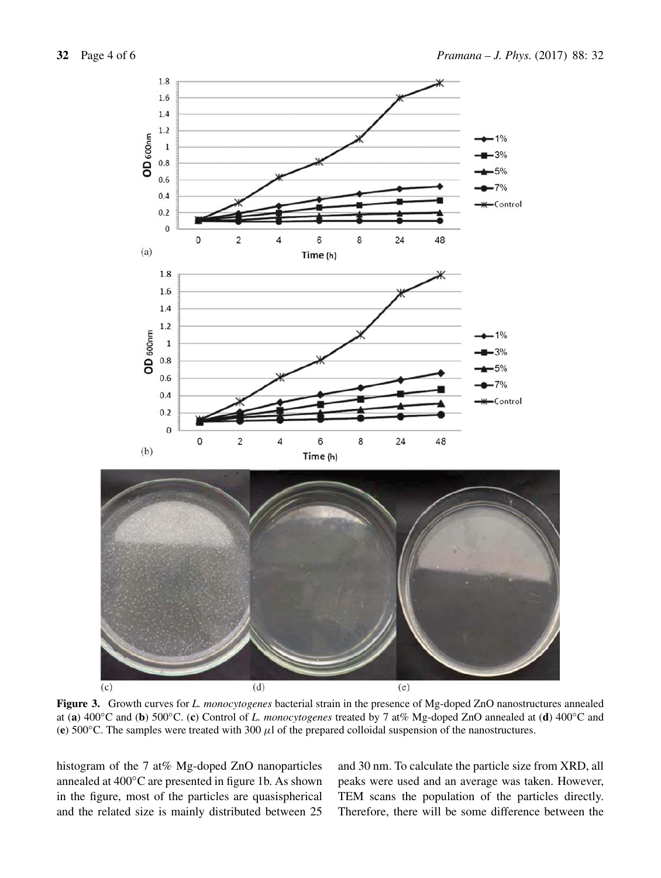**Figure 3.** Growth curves for *L. monocytogenes* bacterial strain in the presence of Mg-doped ZnO nanostructures annealed at (**a**) 400°C and (**b**) 500°C. (**c**) Control of *L. monocytogenes* treated by 7 at% Mg-doped ZnO annealed at (**d**) 400°C and (**e**) 500°C. The samples were treated with 300 $\mu$l of the prepared colloidal suspension of the nanostructures.

histogram of the 7 at% Mg-doped ZnO nanoparticles annealed at 400°C are presented in figure 1b. As shown in the figure, most of the particles are quasispherical and the related size is mainly distributed between 25 and 30 nm. To calculate the particle size from XRD, all peaks were used and an average was taken. However, TEM scans the population of the particles directly. Therefore, there will be some difference between the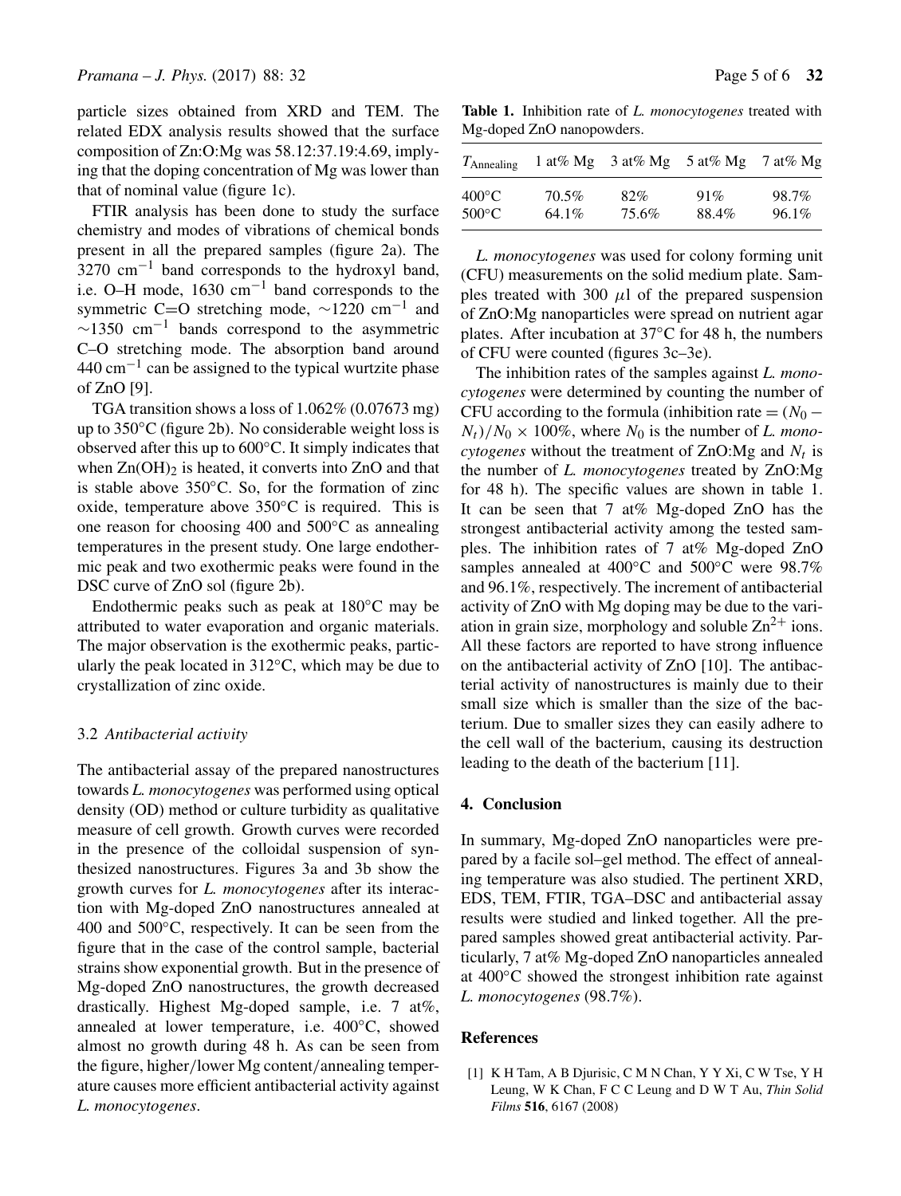particle sizes obtained from XRD and TEM. The related EDX analysis results showed that the surface composition of Zn:O:Mg was 58.12:37.19:4.69, implying that the doping concentration of Mg was lower than that of nominal value (figure 1c).

FTIR analysis has been done to study the surface chemistry and modes of vibrations of chemical bonds present in all the prepared samples (figure 2a). The 3270 $cm^{-1}$ band corresponds to the hydroxyl band, i.e. O–H mode, 1630 $cm^{-1}$ band corresponds to the symmetric C=O stretching mode, ~1220 $cm^{-1}$ and ~1350 $cm^{-1}$ bands correspond to the asymmetric C–O stretching mode. The absorption band around 440 $cm^{-1}$ can be assigned to the typical wurtzite phase of ZnO [9].

TGA transition shows a loss of 1.062% (0.07673 mg) up to 350°C (figure 2b). No considerable weight loss is observed after this up to 600°C. It simply indicates that when $Zn(OH)_2$ is heated, it converts into ZnO and that is stable above 350°C. So, for the formation of zinc oxide, temperature above 350°C is required. This is one reason for choosing 400 and 500°C as annealing temperatures in the present study. One large endothermic peak and two exothermic peaks were found in the DSC curve of ZnO sol (figure 2b).

Endothermic peaks such as peak at 180°C may be attributed to water evaporation and organic materials. The major observation is the exothermic peaks, particularly the peak located in 312°C, which may be due to crystallization of zinc oxide.

### 3.2 *Antibacterial activity*

The antibacterial assay of the prepared nanostructures towards *L. monocytogenes* was performed using optical density (OD) method or culture turbidity as qualitative measure of cell growth. Growth curves were recorded in the presence of the colloidal suspension of synthesized nanostructures. Figures 3a and 3b show the growth curves for *L. monocytogenes* after its interaction with Mg-doped ZnO nanostructures annealed at 400 and 500°C, respectively. It can be seen from the figure that in the case of the control sample, bacterial strains show exponential growth. But in the presence of Mg-doped ZnO nanostructures, the growth decreased drastically. Highest Mg-doped sample, i.e. 7 at%, annealed at lower temperature, i.e. 400°C, showed almost no growth during 48 h. As can be seen from the figure, higher/lower Mg content/annealing temperature causes more efficient antibacterial activity against *L. monocytogenes*.

**Table 1.** Inhibition rate of *L. monocytogenes* treated with Mg-doped ZnO nanopowders.

| $T_{Annealing}$ | 1 at% Mg | 3 at% Mg | 5 at% Mg | 7 at% Mg |
|---|---|---|---|---|
| 400°C | 70.5% | 82% | 91% | 98.7% |
| 500°C | 64.1% | 75.6% | 88.4% | 96.1% |

*L. monocytogenes* was used for colony forming unit (CFU) measurements on the solid medium plate. Samples treated with 300 $\mu$l of the prepared suspension of ZnO:Mg nanoparticles were spread on nutrient agar plates. After incubation at 37°C for 48 h, the numbers of CFU were counted (figures 3c–3e).

The inhibition rates of the samples against *L. monocytogenes* were determined by counting the number of CFU according to the formula (inhibition rate = $(N_0 - N_t)/N_0 \times 100\%$, where $N_0$ is the number of *L. monocytogenes* without the treatment of ZnO:Mg and $N_t$ is the number of *L. monocytogenes* treated by ZnO:Mg for 48 h). The specific values are shown in table 1. It can be seen that 7 at% Mg-doped ZnO has the strongest antibacterial activity among the tested samples. The inhibition rates of 7 at% Mg-doped ZnO samples annealed at 400°C and 500°C were 98.7% and 96.1%, respectively. The increment of antibacterial activity of ZnO with Mg doping may be due to the variation in grain size, morphology and soluble $Zn^{2+}$ ions. All these factors are reported to have strong influence on the antibacterial activity of ZnO [10]. The antibacterial activity of nanostructures is mainly due to their small size which is smaller than the size of the bacterium. Due to smaller sizes they can easily adhere to the cell wall of the bacterium, causing its destruction leading to the death of the bacterium [11].

## 4. Conclusion

In summary, Mg-doped ZnO nanoparticles were prepared by a facile sol–gel method. The effect of annealing temperature was also studied. The pertinent XRD, EDS, TEM, FTIR, TGA–DSC and antibacterial assay results were studied and linked together. All the prepared samples showed great antibacterial activity. Particularly, 7 at% Mg-doped ZnO nanoparticles annealed at 400°C showed the strongest inhibition rate against *L. monocytogenes* (98.7%).

## References

[1] K H Tam, A B Djurisic, C M N Chan, Y Y Xi, C W Tse, Y H Leung, W K Chan, F C C Leung and D W T Au, *Thin Solid Films* **516**, 6167 (2008)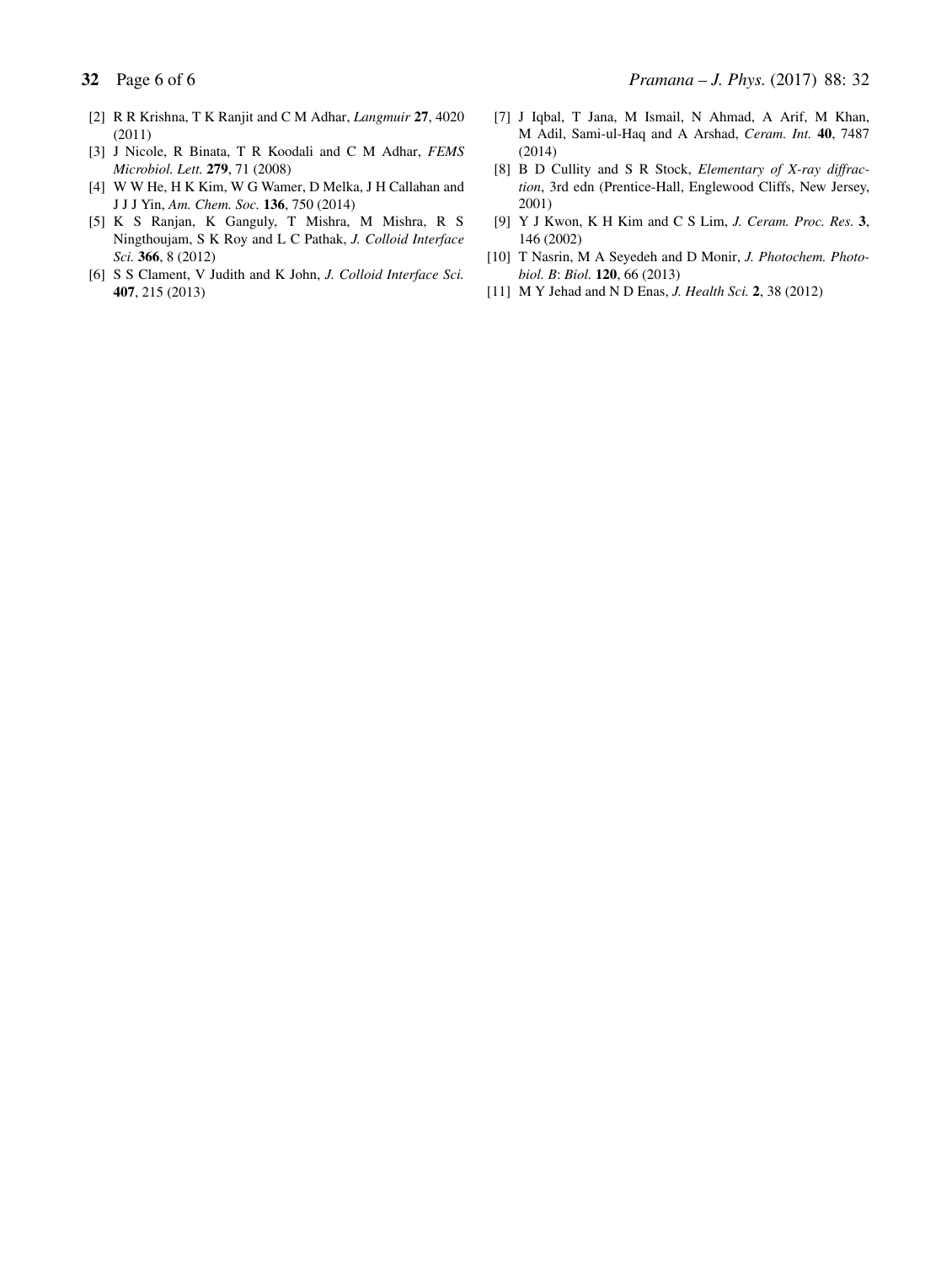[2] R R Krishna, T K Ranjit and C M Adhar, *Langmuir* **27**, 4020 (2011)

[3] J Nicole, R Binata, T R Koodali and C M Adhar, *FEMS Microbiol. Lett.* **279**, 71 (2008)

[4] W W He, H K Kim, W G Wamer, D Melka, J H Callahan and J J J Yin, *Am. Chem. Soc.* **136**, 750 (2014)

[5] K S Ranjan, K Ganguly, T Mishra, M Mishra, R S Ningthoujam, S K Roy and L C Pathak, *J. Colloid Interface Sci.* **366**, 8 (2012)

[6] S S Clament, V Judith and K John, *J. Colloid Interface Sci.* **407**, 215 (2013)

[7] J Iqbal, T Jana, M Ismail, N Ahmad, A Arif, M Khan, M Adil, Sami-ul-Haq and A Arshad, *Ceram. Int.* **40**, 7487 (2014)

[8] B D Cullity and S R Stock, *Elementary of X-ray diffraction*, 3rd edn (Prentice-Hall, Englewood Cliffs, New Jersey, 2001)

[9] Y J Kwon, K H Kim and C S Lim, *J. Ceram. Proc. Res.* **3**, 146 (2002)

[10] T Nasrin, M A Seyedeh and D Monir, *J. Photochem. Photobiol. B*: *Biol.* **120**, 66 (2013)

[11] M Y Jehad and N D Enas, *J. Health Sci.* **2**, 38 (2012)